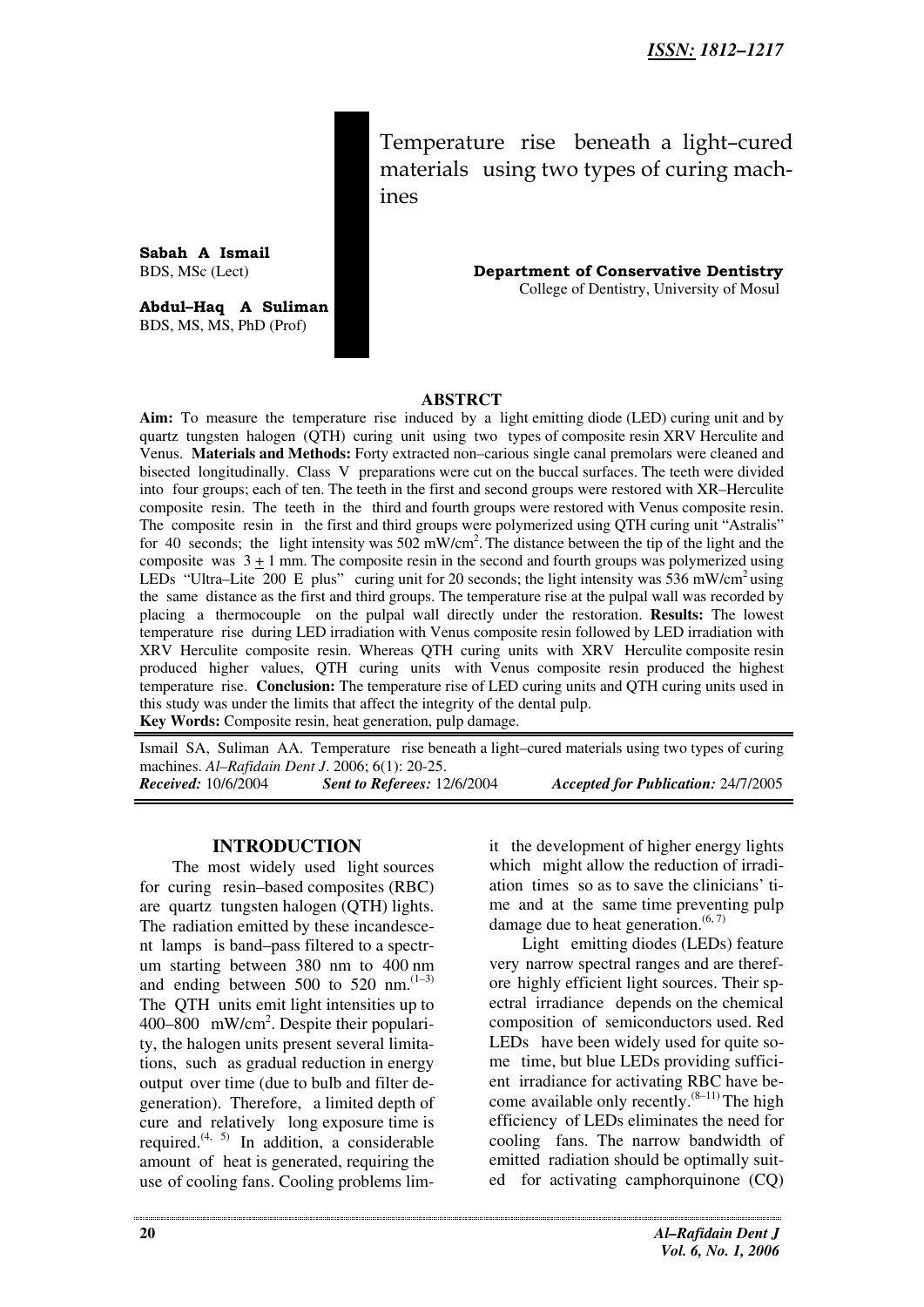ISSN: 1812–1217

# Temperature rise beneath a light–cured materials using two types of curing machines

**Sabah A Ismail**
BDS, MSc (Lect)

**Abdul–Haq A Suliman**
BDS, MS, MS, PhD (Prof)

**Department of Conservative Dentistry**
College of Dentistry, University of Mosul

## ABSTRCT

**Aim:** To measure the temperature rise induced by a light emitting diode (LED) curing unit and by quartz tungsten halogen (QTH) curing unit using two types of composite resin XRV Herculite and Venus. **Materials and Methods:** Forty extracted non–carious single canal premolars were cleaned and bisected longitudinally. Class V preparations were cut on the buccal surfaces. The teeth were divided into four groups; each of ten. The teeth in the first and second groups were restored with XR–Herculite composite resin. The teeth in the third and fourth groups were restored with Venus composite resin. The composite resin in the first and third groups were polymerized using QTH curing unit "Astralis" for 40 seconds; the light intensity was 502 mW/cm$^2$. The distance between the tip of the light and the composite was $3 \pm 1$ mm. The composite resin in the second and fourth groups was polymerized using LEDs "Ultra–Lite 200 E plus" curing unit for 20 seconds; the light intensity was 536 mW/cm$^2$ using the same distance as the first and third groups. The temperature rise at the pulpal wall was recorded by placing a thermocouple on the pulpal wall directly under the restoration. **Results:** The lowest temperature rise during LED irradiation with Venus composite resin followed by LED irradiation with XRV Herculite composite resin. Whereas QTH curing units with XRV Herculite composite resin produced higher values, QTH curing units with Venus composite resin produced the highest temperature rise. **Conclusion:** The temperature rise of LED curing units and QTH curing units used in this study was under the limits that affect the integrity of the dental pulp.

**Key Words:** Composite resin, heat generation, pulp damage.

Ismail SA, Suliman AA. Temperature rise beneath a light–cured materials using two types of curing machines. *Al–Rafidain Dent J*. 2006; 6(1): 20-25.

***Received:*** 10/6/2004 ***Sent to Referees:*** 12/6/2004 ***Accepted for Publication:*** 24/7/2005

## INTRODUCTION

The most widely used light sources for curing resin–based composites (RBC) are quartz tungsten halogen (QTH) lights. The radiation emitted by these incandescent lamps is band–pass filtered to a spectrum starting between 380 nm to 400 nm and ending between 500 to 520 nm.[1–3] The QTH units emit light intensities up to 400–800 mW/cm$^2$. Despite their popularity, the halogen units present several limitations, such as gradual reduction in energy output over time (due to bulb and filter degeneration). Therefore, a limited depth of cure and relatively long exposure time is required.[4, 5] In addition, a considerable amount of heat is generated, requiring the use of cooling fans. Cooling problems limit the development of higher energy lights which might allow the reduction of irradiation times so as to save the clinicians' time and at the same time preventing pulp damage due to heat generation.[6, 7]

Light emitting diodes (LEDs) feature very narrow spectral ranges and are therefore highly efficient light sources. Their spectral irradiance depends on the chemical composition of semiconductors used. Red LEDs have been widely used for quite some time, but blue LEDs providing sufficient irradiance for activating RBC have become available only recently.[8–11] The high efficiency of LEDs eliminates the need for cooling fans. The narrow bandwidth of emitted radiation should be optimally suited for activating camphorquinone (CQ)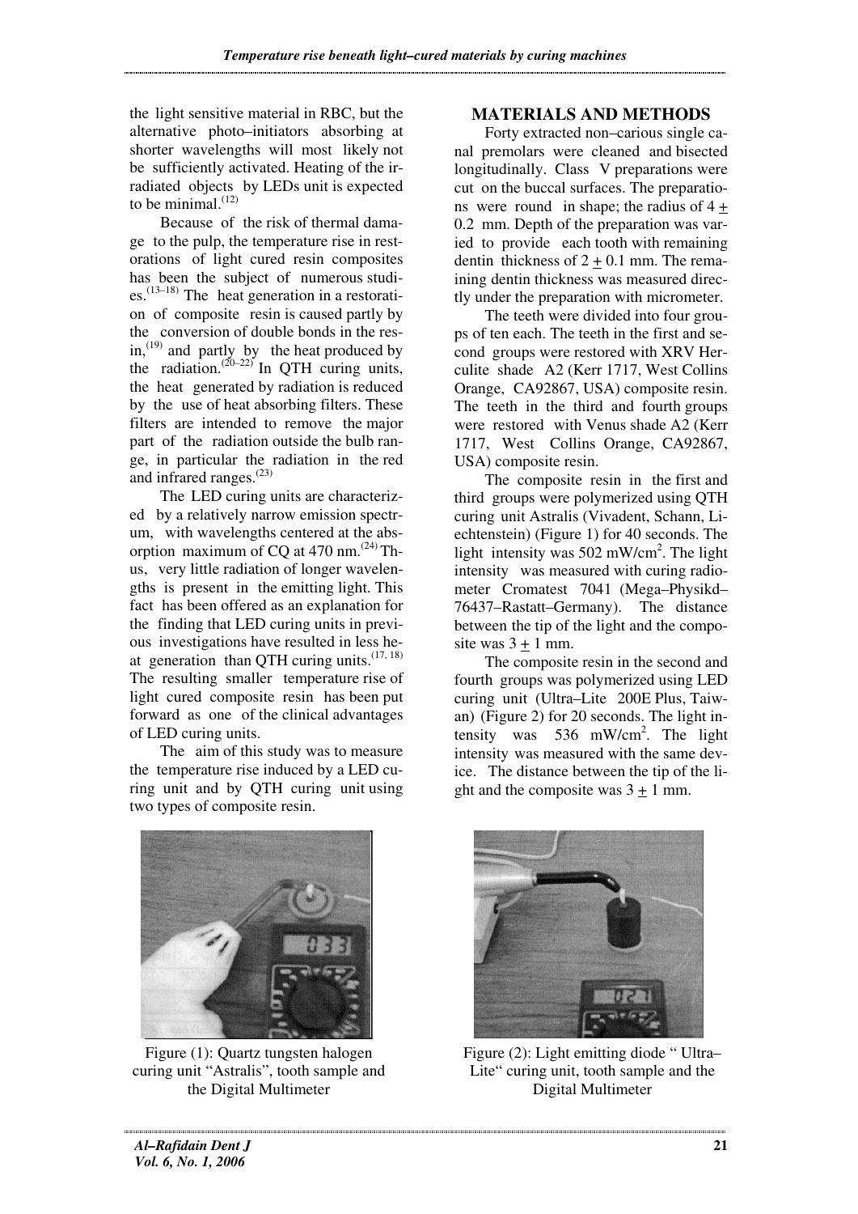the light sensitive material in RBC, but the alternative photo–initiators absorbing at shorter wavelengths will most likely not be sufficiently activated. Heating of the irradiated objects by LEDs unit is expected to be minimal.[12]

Because of the risk of thermal damage to the pulp, the temperature rise in restorations of light cured resin composites has been the subject of numerous studies.[13–18] The heat generation in a restoration of composite resin is caused partly by the conversion of double bonds in the resin,[19] and partly by the heat produced by the radiation.[20–22] In QTH curing units, the heat generated by radiation is reduced by the use of heat absorbing filters. These filters are intended to remove the major part of the radiation outside the bulb range, in particular the radiation in the red and infrared ranges.[23]

The LED curing units are characterized by a relatively narrow emission spectrum, with wavelengths centered at the absorption maximum of CQ at 470 nm.[24] Thus, very little radiation of longer wavelengths is present in the emitting light. This fact has been offered as an explanation for the finding that LED curing units in previous investigations have resulted in less heat generation than QTH curing units.[17, 18] The resulting smaller temperature rise of light cured composite resin has been put forward as one of the clinical advantages of LED curing units.

The aim of this study was to measure the temperature rise induced by a LED curing unit and by QTH curing unit using two types of composite resin.

## MATERIALS AND METHODS

Forty extracted non–carious single canal premolars were cleaned and bisected longitudinally. Class V preparations were cut on the buccal surfaces. The preparations were round in shape; the radius of $4 \pm 0.2$ mm. Depth of the preparation was varied to provide each tooth with remaining dentin thickness of $2 \pm 0.1$ mm. The remaining dentin thickness was measured directly under the preparation with micrometer.

The teeth were divided into four groups of ten each. The teeth in the first and second groups were restored with XRV Herculite shade A2 (Kerr 1717, West Collins Orange, CA92867, USA) composite resin. The teeth in the third and fourth groups were restored with Venus shade A2 (Kerr 1717, West Collins Orange, CA92867, USA) composite resin.

The composite resin in the first and third groups were polymerized using QTH curing unit Astralis (Vivadent, Schann, Liechtenstein) (Figure 1) for 40 seconds. The light intensity was 502 mW/cm$^2$. The light intensity was measured with curing radiometer Cromatest 7041 (Mega–Physikd–76437–Rastatt–Germany). The distance between the tip of the light and the composite was $3 \pm 1$ mm.

The composite resin in the second and fourth groups was polymerized using LED curing unit (Ultra–Lite 200E Plus, Taiwan) (Figure 2) for 20 seconds. The light intensity was 536 mW/cm$^2$. The light intensity was measured with the same device. The distance between the tip of the light and the composite was $3 \pm 1$ mm.

Figure (1): Quartz tungsten halogen curing unit "Astralis", tooth sample and the Digital Multimeter

Figure (2): Light emitting diode " Ultra–Lite" curing unit, tooth sample and the Digital Multimeter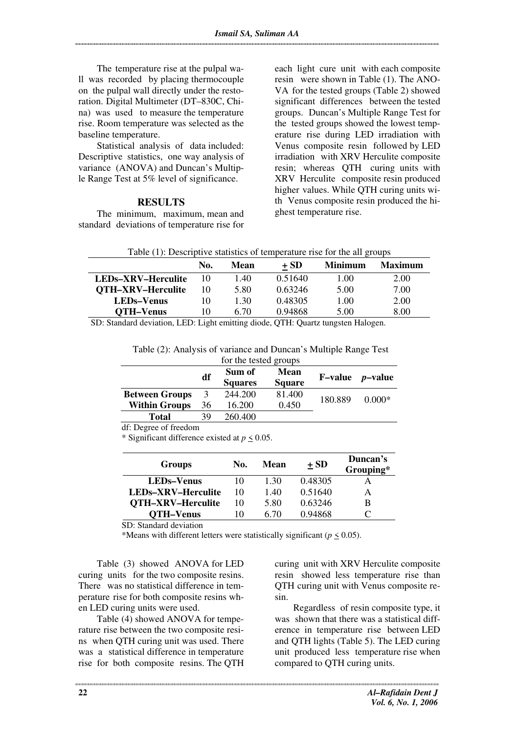The temperature rise at the pulpal wall was recorded by placing thermocouple on the pulpal wall directly under the restoration. Digital Multimeter (DT–830C, China) was used to measure the temperature rise. Room temperature was selected as the baseline temperature.

Statistical analysis of data included: Descriptive statistics, one way analysis of variance (ANOVA) and Duncan's Multiple Range Test at 5% level of significance.

## RESULTS

The minimum, maximum, mean and standard deviations of temperature rise for each light cure unit with each composite resin were shown in Table (1). The ANOVA for the tested groups (Table 2) showed significant differences between the tested groups. Duncan's Multiple Range Test for the tested groups showed the lowest temperature rise during LED irradiation with Venus composite resin followed by LED irradiation with XRV Herculite composite resin; whereas QTH curing units with XRV Herculite composite resin produced higher values. While QTH curing units with Venus composite resin produced the highest temperature rise.

Table (1): Descriptive statistics of temperature rise for the all groups

| | No. | Mean | ± SD | Minimum | Maximum |
|---|---|---|---|---|---|
| **LEDs–XRV–Herculite** | 10 | 1.40 | 0.51640 | 1.00 | 2.00 |
| **QTH–XRV–Herculite** | 10 | 5.80 | 0.63246 | 5.00 | 7.00 |
| **LEDs–Venus** | 10 | 1.30 | 0.48305 | 1.00 | 2.00 |
| **QTH–Venus** | 10 | 6.70 | 0.94868 | 5.00 | 8.00 |

SD: Standard deviation, LED: Light emitting diode, QTH: Quartz tungsten Halogen.

Table (2): Analysis of variance and Duncan's Multiple Range Test for the tested groups

| | df | Sum of Squares | Mean Square | F–value | *p*–value |
|---|---|---|---|---|---|
| **Between Groups** | 3 | 244.200 | 81.400 | 180.889 | 0.000* |
| **Within Groups** | 36 | 16.200 | 0.450 | | |
| **Total** | 39 | 260.400 | | | |

df: Degree of freedom

\* Significant difference existed at $p \leq 0.05$.

| Groups | No. | Mean | ± SD | Duncan's Grouping* |
|---|---|---|---|---|
| **LEDs–Venus** | 10 | 1.30 | 0.48305 | A |
| **LEDs–XRV–Herculite** | 10 | 1.40 | 0.51640 | A |
| **QTH–XRV–Herculite** | 10 | 5.80 | 0.63246 | B |
| **QTH–Venus** | 10 | 6.70 | 0.94868 | C |

SD: Standard deviation

\*Means with different letters were statistically significant ($p \leq 0.05$).

Table (3) showed ANOVA for LED curing units for the two composite resins. There was no statistical difference in temperature rise for both composite resins when LED curing units were used.

Table (4) showed ANOVA for temperature rise between the two composite resins when QTH curing unit was used. There was a statistical difference in temperature rise for both composite resins. The QTH curing unit with XRV Herculite composite resin showed less temperature rise than QTH curing unit with Venus composite resin.

Regardless of resin composite type, it was shown that there was a statistical difference in temperature rise between LED and QTH lights (Table 5). The LED curing unit produced less temperature rise when compared to QTH curing units.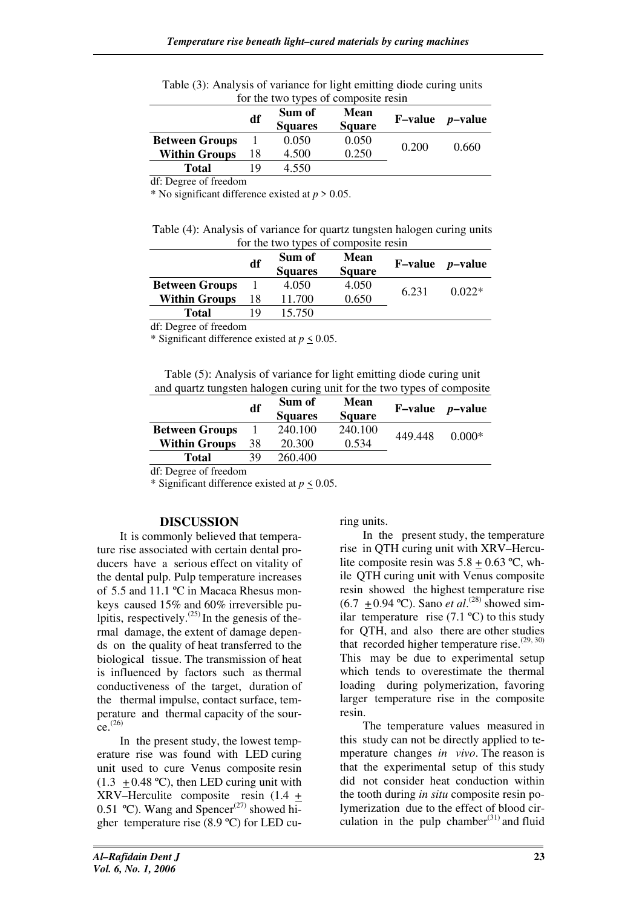Table (3): Analysis of variance for light emitting diode curing units for the two types of composite resin

| | df | Sum of Squares | Mean Square | F–value | *p*–value |
|---|---|---|---|---|---|
| **Between Groups** | 1 | 0.050 | 0.050 | 0.200 | 0.660 |
| **Within Groups** | 18 | 4.500 | 0.250 | | |
| **Total** | 19 | 4.550 | | | |

df: Degree of freedom

* No significant difference existed at $p > 0.05$.

Table (4): Analysis of variance for quartz tungsten halogen curing units for the two types of composite resin

| | df | Sum of Squares | Mean Square | F–value | *p*–value |
|---|---|---|---|---|---|
| **Between Groups** | 1 | 4.050 | 4.050 | 6.231 | 0.022* |
| **Within Groups** | 18 | 11.700 | 0.650 | | |
| **Total** | 19 | 15.750 | | | |

df: Degree of freedom

* Significant difference existed at $p \leq 0.05$.

Table (5): Analysis of variance for light emitting diode curing unit and quartz tungsten halogen curing unit for the two types of composite

| | df | Sum of Squares | Mean Square | F–value | *p*–value |
|---|---|---|---|---|---|
| **Between Groups** | 1 | 240.100 | 240.100 | 449.448 | 0.000* |
| **Within Groups** | 38 | 20.300 | 0.534 | | |
| **Total** | 39 | 260.400 | | | |

df: Degree of freedom

* Significant difference existed at $p \leq 0.05$.

## DISCUSSION

It is commonly believed that temperature rise associated with certain dental producers have a serious effect on vitality of the dental pulp. Pulp temperature increases of 5.5 and 11.1 ºC in Macaca Rhesus monkeys caused 15% and 60% irreversible pulpitis, respectively.[25] In the genesis of thermal damage, the extent of damage depends on the quality of heat transferred to the biological tissue. The transmission of heat is influenced by factors such as thermal conductiveness of the target, duration of the thermal impulse, contact surface, temperature and thermal capacity of the source.[26]

In the present study, the lowest temperature rise was found with LED curing unit used to cure Venus composite resin ($1.3 \pm 0.48$ ºC), then LED curing unit with XRV–Herculite composite resin ($1.4 \pm 0.51$ ºC). Wang and Spencer[27] showed higher temperature rise (8.9 ºC) for LED curing units.

In the present study, the temperature rise in QTH curing unit with XRV–Herculite composite resin was $5.8 \pm 0.63$ ºC, while QTH curing unit with Venus composite resin showed the highest temperature rise ($6.7 \pm 0.94$ ºC). Sano *et al*.[28] showed similar temperature rise (7.1 ºC) to this study for QTH, and also there are other studies that recorded higher temperature rise.[29, 30] This may be due to experimental setup which tends to overestimate the thermal loading during polymerization, favoring larger temperature rise in the composite resin.

The temperature values measured in this study can not be directly applied to temperature changes *in vivo*. The reason is that the experimental setup of this study did not consider heat conduction within the tooth during *in situ* composite resin polymerization due to the effect of blood circulation in the pulp chamber[31] and fluid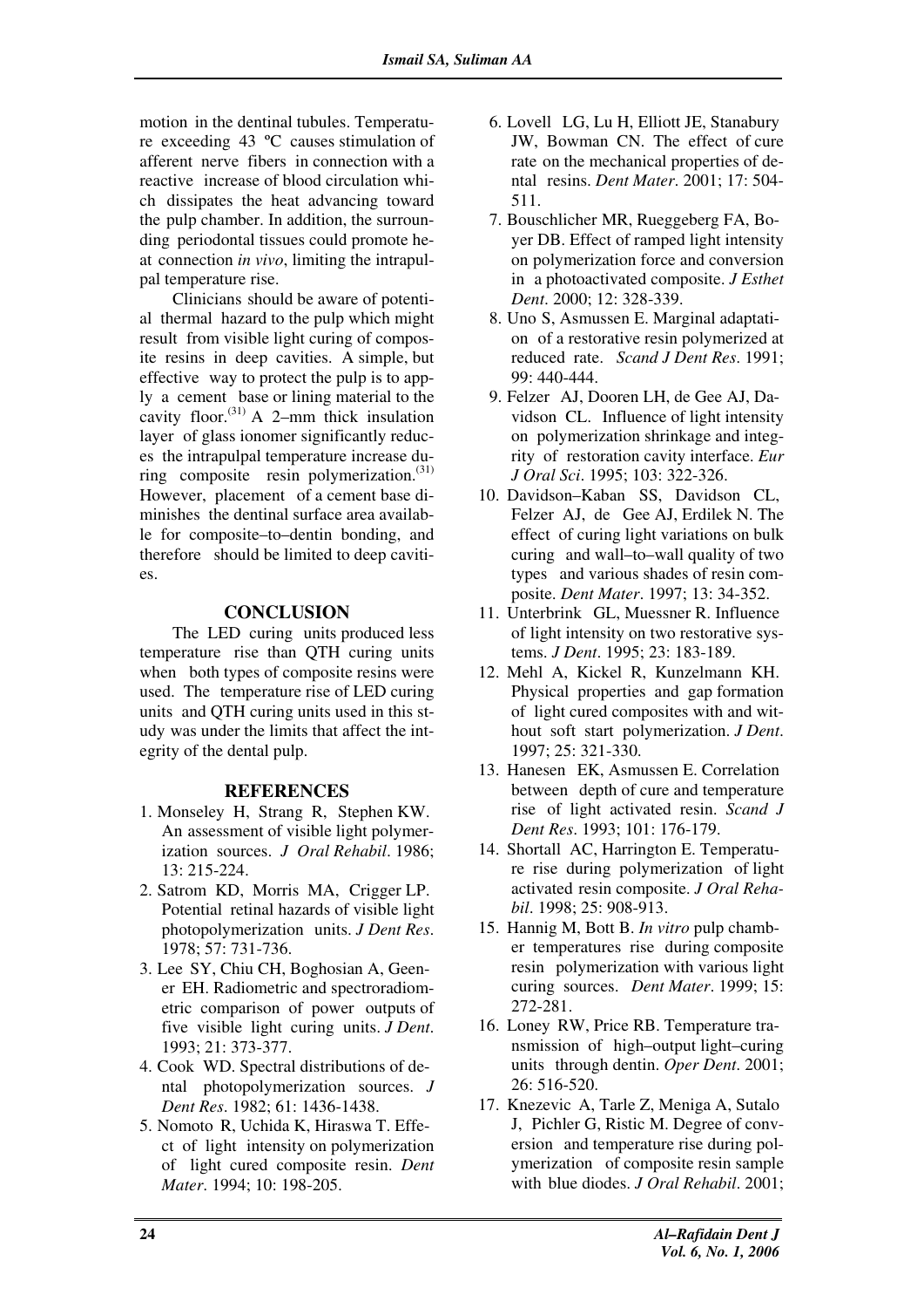motion in the dentinal tubules. Temperature exceeding 43 ºC causes stimulation of afferent nerve fibers in connection with a reactive increase of blood circulation which dissipates the heat advancing toward the pulp chamber. In addition, the surrounding periodontal tissues could promote heat connection *in vivo*, limiting the intrapulpal temperature rise.

Clinicians should be aware of potential thermal hazard to the pulp which might result from visible light curing of composite resins in deep cavities. A simple, but effective way to protect the pulp is to apply a cement base or lining material to the cavity floor.[31] A 2–mm thick insulation layer of glass ionomer significantly reduces the intrapulpal temperature increase during composite resin polymerization.[31] However, placement of a cement base diminishes the dentinal surface area available for composite–to–dentin bonding, and therefore should be limited to deep cavities.

## CONCLUSION

The LED curing units produced less temperature rise than QTH curing units when both types of composite resins were used. The temperature rise of LED curing units and QTH curing units used in this study was under the limits that affect the integrity of the dental pulp.

## REFERENCES

1. Monseley H, Strang R, Stephen KW. An assessment of visible light polymerization sources. *J Oral Rehabil*. 1986; 13: 215-224.
2. Satrom KD, Morris MA, Crigger LP. Potential retinal hazards of visible light photopolymerization units. *J Dent Res*. 1978; 57: 731-736.
3. Lee SY, Chiu CH, Boghosian A, Geener EH. Radiometric and spectroradiometric comparison of power outputs of five visible light curing units. *J Dent*. 1993; 21: 373-377.
4. Cook WD. Spectral distributions of dental photopolymerization sources. *J Dent Res*. 1982; 61: 1436-1438.
5. Nomoto R, Uchida K, Hiraswa T. Effect of light intensity on polymerization of light cured composite resin. *Dent Mater*. 1994; 10: 198-205.
6. Lovell LG, Lu H, Elliott JE, Stanabury JW, Bowman CN. The effect of cure rate on the mechanical properties of dental resins. *Dent Mater*. 2001; 17: 504-511.
7. Bouschlicher MR, Rueggeberg FA, Boyer DB. Effect of ramped light intensity on polymerization force and conversion in a photoactivated composite. *J Esthet Dent*. 2000; 12: 328-339.
8. Uno S, Asmussen E. Marginal adaptation of a restorative resin polymerized at reduced rate. *Scand J Dent Res*. 1991; 99: 440-444.
9. Felzer AJ, Dooren LH, de Gee AJ, Davidson CL. Influence of light intensity on polymerization shrinkage and integrity of restoration cavity interface. *Eur J Oral Sci*. 1995; 103: 322-326.
10. Davidson–Kaban SS, Davidson CL, Felzer AJ, de Gee AJ, Erdilek N. The effect of curing light variations on bulk curing and wall–to–wall quality of two types and various shades of resin composite. *Dent Mater*. 1997; 13: 34-352.
11. Unterbrink GL, Muessner R. Influence of light intensity on two restorative systems. *J Dent*. 1995; 23: 183-189.
12. Mehl A, Kickel R, Kunzelmann KH. Physical properties and gap formation of light cured composites with and without soft start polymerization. *J Dent*. 1997; 25: 321-330.
13. Hanesen EK, Asmussen E. Correlation between depth of cure and temperature rise of light activated resin. *Scand J Dent Res*. 1993; 101: 176-179.
14. Shortall AC, Harrington E. Temperature rise during polymerization of light activated resin composite. *J Oral Rehabil*. 1998; 25: 908-913.
15. Hannig M, Bott B. *In vitro* pulp chamber temperatures rise during composite resin polymerization with various light curing sources. *Dent Mater*. 1999; 15: 272-281.
16. Loney RW, Price RB. Temperature transmission of high–output light–curing units through dentin. *Oper Dent*. 2001; 26: 516-520.
17. Knezevic A, Tarle Z, Meniga A, Sutalo J, Pichler G, Ristic M. Degree of conversion and temperature rise during polymerization of composite resin sample with blue diodes. *J Oral Rehabil*. 2001;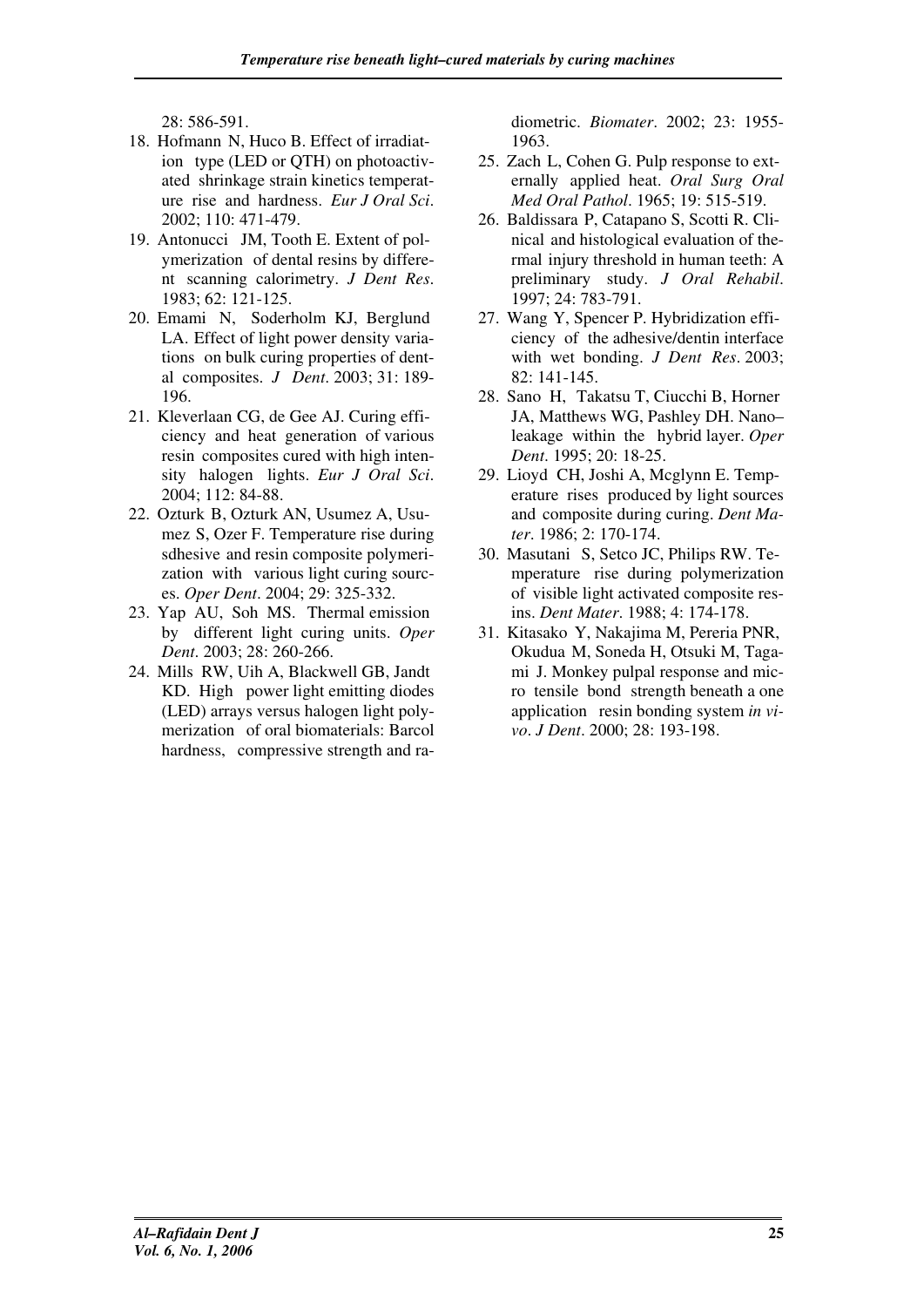28: 586-591.

18. Hofmann N, Huco B. Effect of irradiation type (LED or QTH) on photoactivated shrinkage strain kinetics temperature rise and hardness. *Eur J Oral Sci*. 2002; 110: 471-479.
19. Antonucci JM, Tooth E. Extent of polymerization of dental resins by different scanning calorimetry. *J Dent Res*. 1983; 62: 121-125.
20. Emami N, Soderholm KJ, Berglund LA. Effect of light power density variations on bulk curing properties of dental composites. *J Dent*. 2003; 31: 189-196.
21. Kleverlaan CG, de Gee AJ. Curing efficiency and heat generation of various resin composites cured with high intensity halogen lights. *Eur J Oral Sci*. 2004; 112: 84-88.
22. Ozturk B, Ozturk AN, Usumez A, Usumez S, Ozer F. Temperature rise during sdhesive and resin composite polymerization with various light curing sources. *Oper Dent*. 2004; 29: 325-332.
23. Yap AU, Soh MS. Thermal emission by different light curing units. *Oper Dent*. 2003; 28: 260-266.
24. Mills RW, Uih A, Blackwell GB, Jandt KD. High power light emitting diodes (LED) arrays versus halogen light polymerization of oral biomaterials: Barcol hardness, compressive strength and radiometric. *Biomater*. 2002; 23: 1955-1963.
25. Zach L, Cohen G. Pulp response to externally applied heat. *Oral Surg Oral Med Oral Pathol*. 1965; 19: 515-519.
26. Baldissara P, Catapano S, Scotti R. Clinical and histological evaluation of thermal injury threshold in human teeth: A preliminary study. *J Oral Rehabil*. 1997; 24: 783-791.
27. Wang Y, Spencer P. Hybridization efficiency of the adhesive/dentin interface with wet bonding. *J Dent Res*. 2003; 82: 141-145.
28. Sano H, Takatsu T, Ciucchi B, Horner JA, Matthews WG, Pashley DH. Nano–leakage within the hybrid layer. *Oper Dent*. 1995; 20: 18-25.
29. Lioyd CH, Joshi A, Mcglynn E. Temperature rises produced by light sources and composite during curing. *Dent Mater*. 1986; 2: 170-174.
30. Masutani S, Setco JC, Philips RW. Temperature rise during polymerization of visible light activated composite resins. *Dent Mater*. 1988; 4: 174-178.
31. Kitasako Y, Nakajima M, Pereria PNR, Okudua M, Soneda H, Otsuki M, Tagami J. Monkey pulpal response and micro tensile bond strength beneath a one application resin bonding system *in vivo*. *J Dent*. 2000; 28: 193-198.